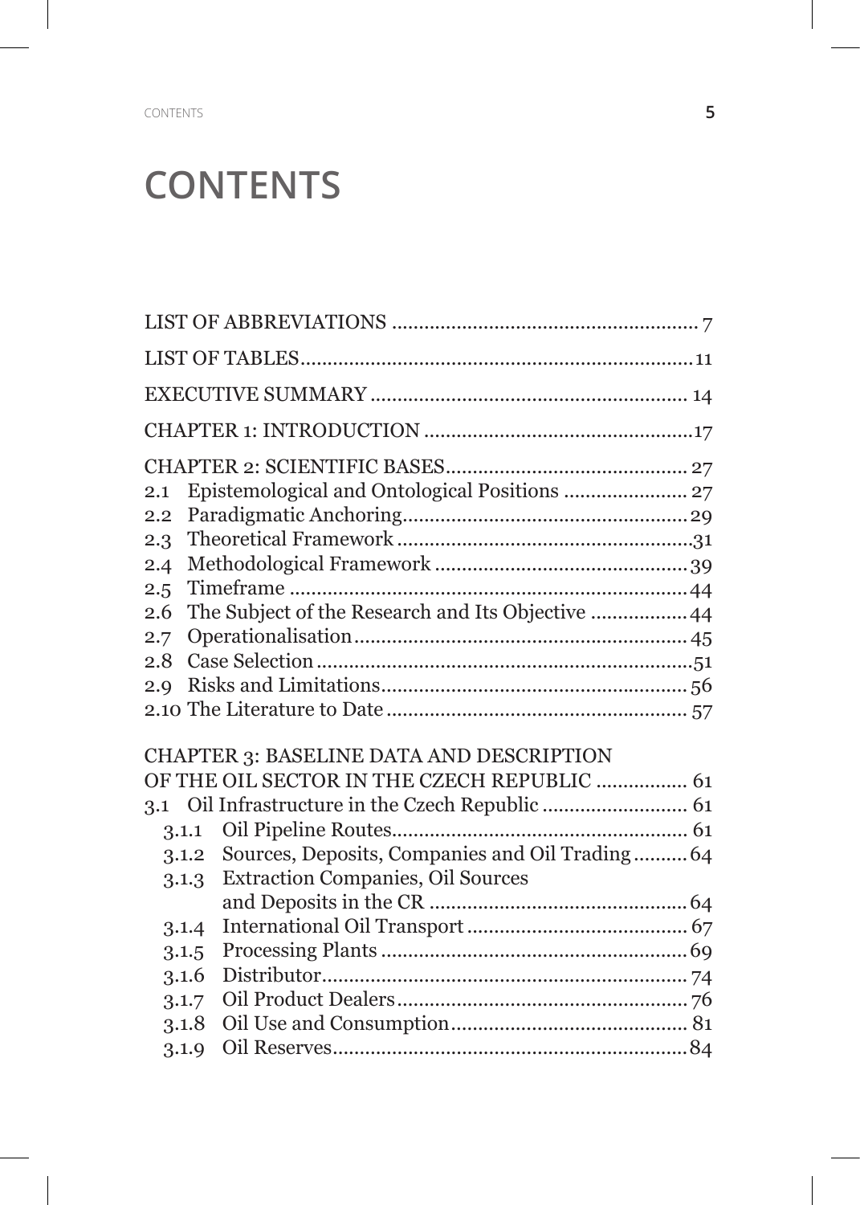# CONTENTS

LIST OF ABBREVIATIONS ........................................................ 7

LIST OF TABLES........................................................................ 11

EXECUTIVE SUMMARY .......................................................... 14

CHAPTER 1: INTRODUCTION ..................................................17

CHAPTER 2: SCIENTIFIC BASES............................................. 27
- 2.1 Epistemological and Ontological Positions ....................... 27
- 2.2 Paradigmatic Anchoring..................................................... 29
- 2.3 Theoretical Framework .......................................................31
- 2.4 Methodological Framework ............................................... 39
- 2.5 Timeframe .......................................................................... 44
- 2.6 The Subject of the Research and Its Objective .................. 44
- 2.7 Operationalisation.............................................................. 45
- 2.8 Case Selection ......................................................................51
- 2.9 Risks and Limitations......................................................... 56
- 2.10 The Literature to Date ....................................................... 57

CHAPTER 3: BASELINE DATA AND DESCRIPTION OF THE OIL SECTOR IN THE CZECH REPUBLIC ................. 61
- 3.1 Oil Infrastructure in the Czech Republic ........................... 61
  - 3.1.1 Oil Pipeline Routes....................................................... 61
  - 3.1.2 Sources, Deposits, Companies and Oil Trading.......... 64
  - 3.1.3 Extraction Companies, Oil Sources and Deposits in the CR ............................................... 64
  - 3.1.4 International Oil Transport ......................................... 67
  - 3.1.5 Processing Plants ......................................................... 69
  - 3.1.6 Distributor.................................................................... 74
  - 3.1.7 Oil Product Dealers...................................................... 76
  - 3.1.8 Oil Use and Consumption............................................ 81
  - 3.1.9 Oil Reserves................................................................. 84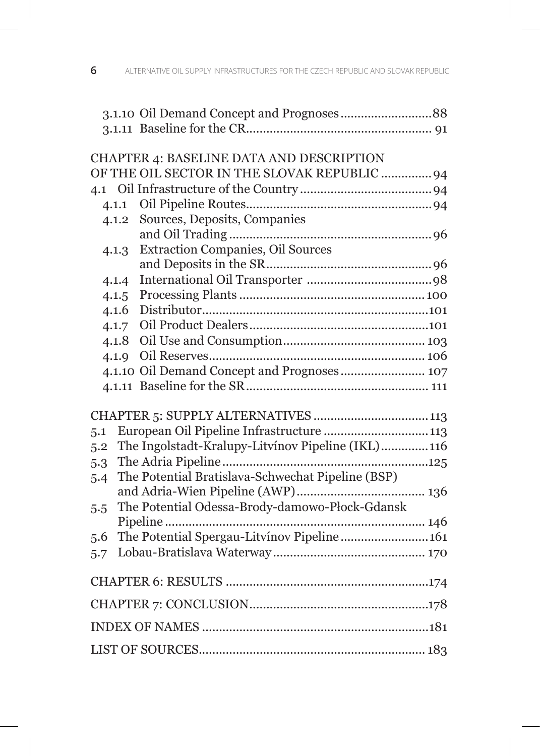3.1.10 Oil Demand Concept and Prognoses ..........................88
3.1.11 Baseline for the CR....................................................... 91

CHAPTER 4: BASELINE DATA AND DESCRIPTION OF THE OIL SECTOR IN THE SLOVAK REPUBLIC ..............94

4.1 Oil Infrastructure of the Country.......................................94
4.1.1 Oil Pipeline Routes.......................................................94
4.1.2 Sources, Deposits, Companies and Oil Trading...........................................................96
4.1.3 Extraction Companies, Oil Sources and Deposits in the SR.................................................96
4.1.4 International Oil Transporter .....................................98
4.1.5 Processing Plants ......................................................100
4.1.6 Distributor..................................................................101
4.1.7 Oil Product Dealers....................................................101
4.1.8 Oil Use and Consumption.......................................... 103
4.1.9 Oil Reserves............................................................... 106
4.1.10 Oil Demand Concept and Prognoses......................... 107
4.1.11 Baseline for the SR..................................................... 111

CHAPTER 5: SUPPLY ALTERNATIVES ..................................113

5.1 European Oil Pipeline Infrastructure ...............................113
5.2 The Ingolstadt-Kralupy-Litvínov Pipeline (IKL).............116
5.3 The Adria Pipeline............................................................125
5.4 The Potential Bratislava-Schwechat Pipeline (BSP) and Adria-Wien Pipeline (AWP)...................................... 136
5.5 The Potential Odessa-Brody-damowo-Płock-Gdansk Pipeline............................................................................ 146
5.6 The Potential Spergau-Litvínov Pipeline.........................161
5.7 Lobau-Bratislava Waterway............................................ 170

CHAPTER 6: RESULTS ............................................................174

CHAPTER 7: CONCLUSION.....................................................178

INDEX OF NAMES ....................................................................181

LIST OF SOURCES.................................................................. 183